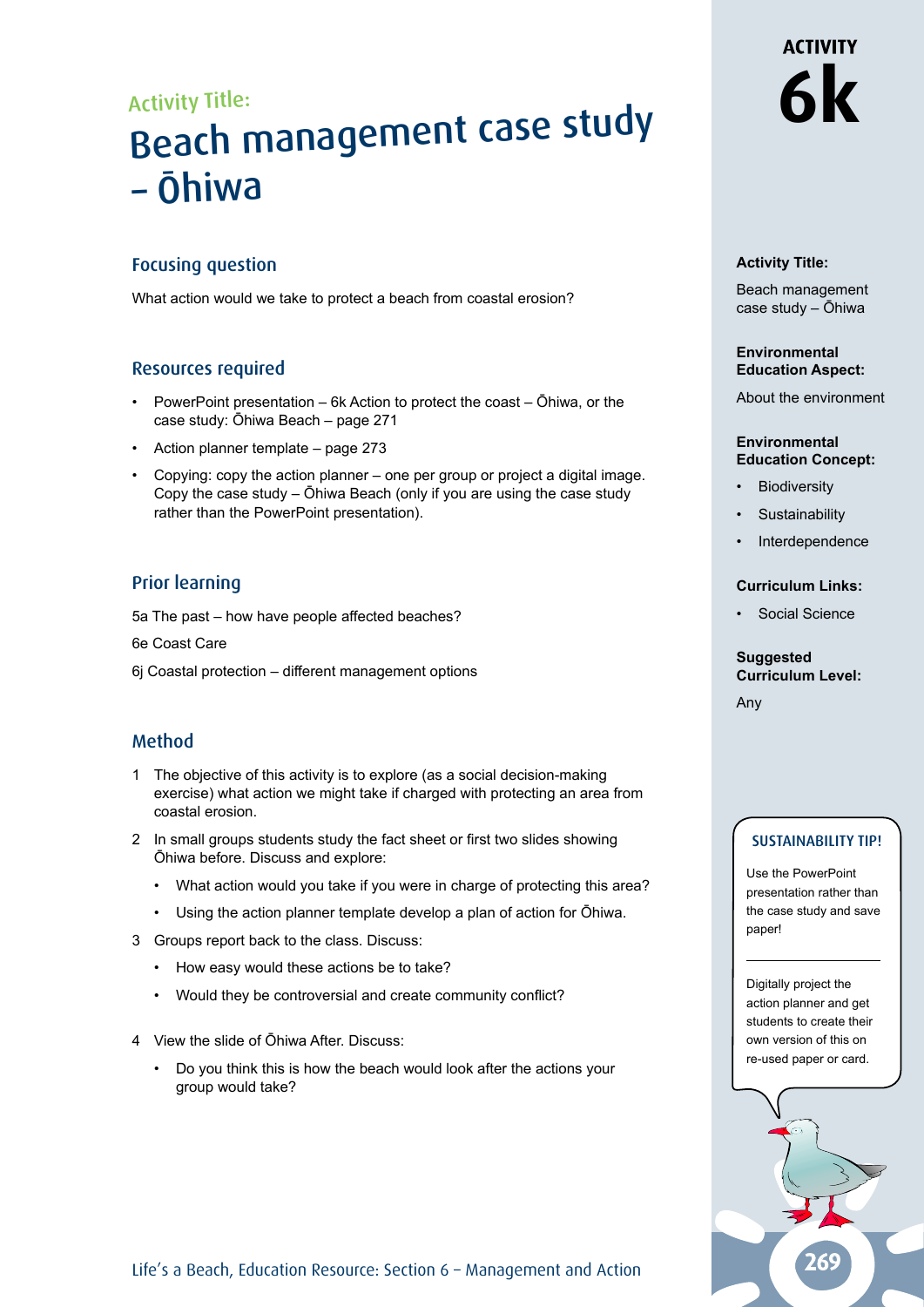Activity Title:

# Beach management case study – Ōhiwa

## Focusing question

What action would we take to protect a beach from coastal erosion?

## Resources required

- PowerPoint presentation – 6k Action to protect the coast – Ōhiwa, or the case study: Ōhiwa Beach – page 271
- Action planner template – page 273
- Copying: copy the action planner – one per group or project a digital image. Copy the case study – Ōhiwa Beach (only if you are using the case study rather than the PowerPoint presentation).

## Prior learning

5a The past – how have people affected beaches?

6e Coast Care

6j Coastal protection – different management options

## Method

1. The objective of this activity is to explore (as a social decision-making exercise) what action we might take if charged with protecting an area from coastal erosion.
2. In small groups students study the fact sheet or first two slides showing Ōhiwa before. Discuss and explore:
   - What action would you take if you were in charge of protecting this area?
   - Using the action planner template develop a plan of action for Ōhiwa.
3. Groups report back to the class. Discuss:
   - How easy would these actions be to take?
   - Would they be controversial and create community conflict?
4. View the slide of Ōhiwa After. Discuss:
   - Do you think this is how the beach would look after the actions your group would take?

---

**ACTIVITY 6k**

**Activity Title:**

Beach management case study – Ōhiwa

**Environmental Education Aspect:**

About the environment

**Environmental Education Concept:**

- Biodiversity
- Sustainability
- Interdependence

**Curriculum Links:**

- Social Science

**Suggested Curriculum Level:**

Any

**SUSTAINABILITY TIP!**

Use the PowerPoint presentation rather than the case study and save paper!

Digitally project the action planner and get students to create their own version of this on re-used paper or card.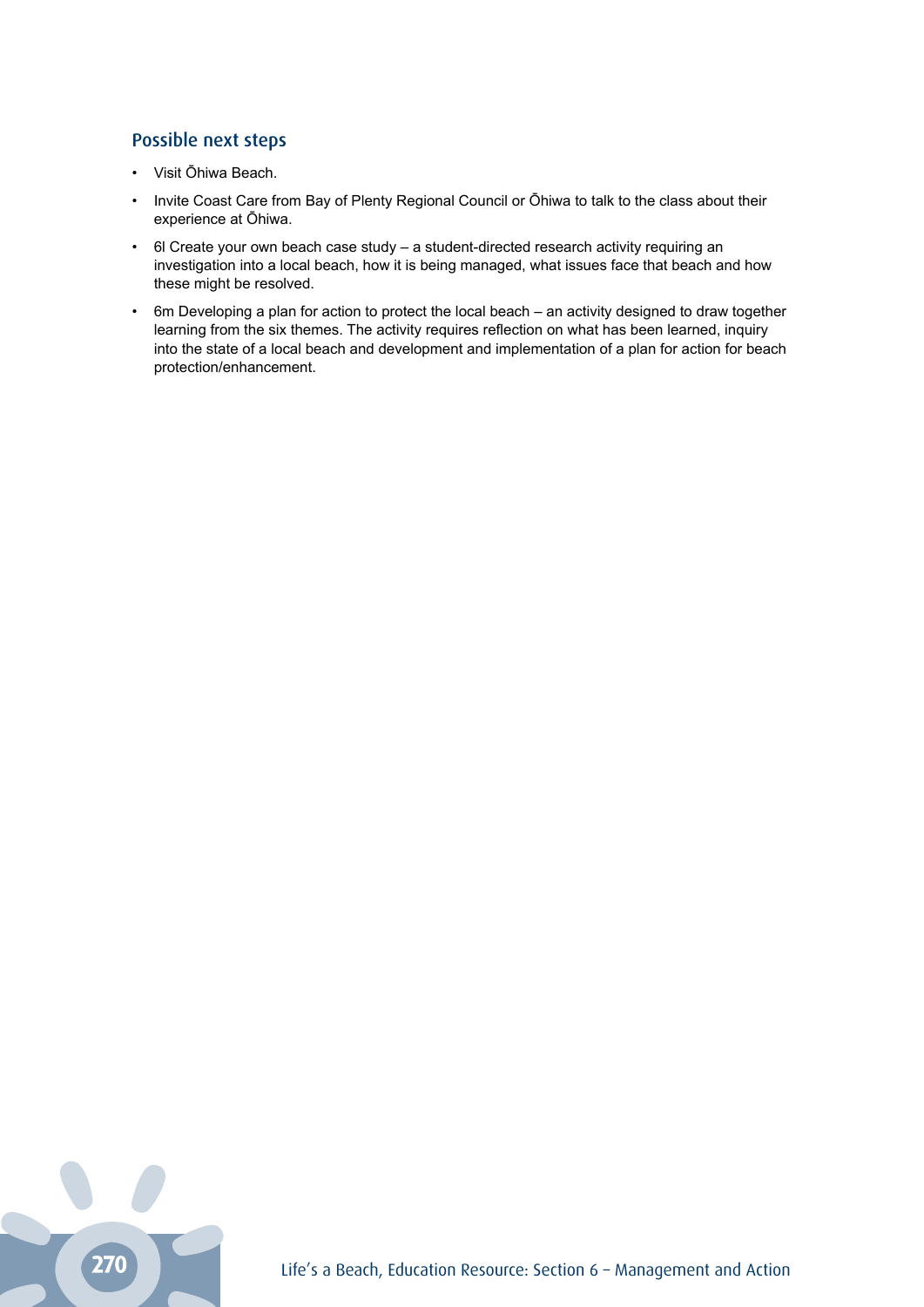## Possible next steps

- Visit Ōhiwa Beach.
- Invite Coast Care from Bay of Plenty Regional Council or Ōhiwa to talk to the class about their experience at Ōhiwa.
- 6l Create your own beach case study – a student-directed research activity requiring an investigation into a local beach, how it is being managed, what issues face that beach and how these might be resolved.
- 6m Developing a plan for action to protect the local beach – an activity designed to draw together learning from the six themes. The activity requires reflection on what has been learned, inquiry into the state of a local beach and development and implementation of a plan for action for beach protection/enhancement.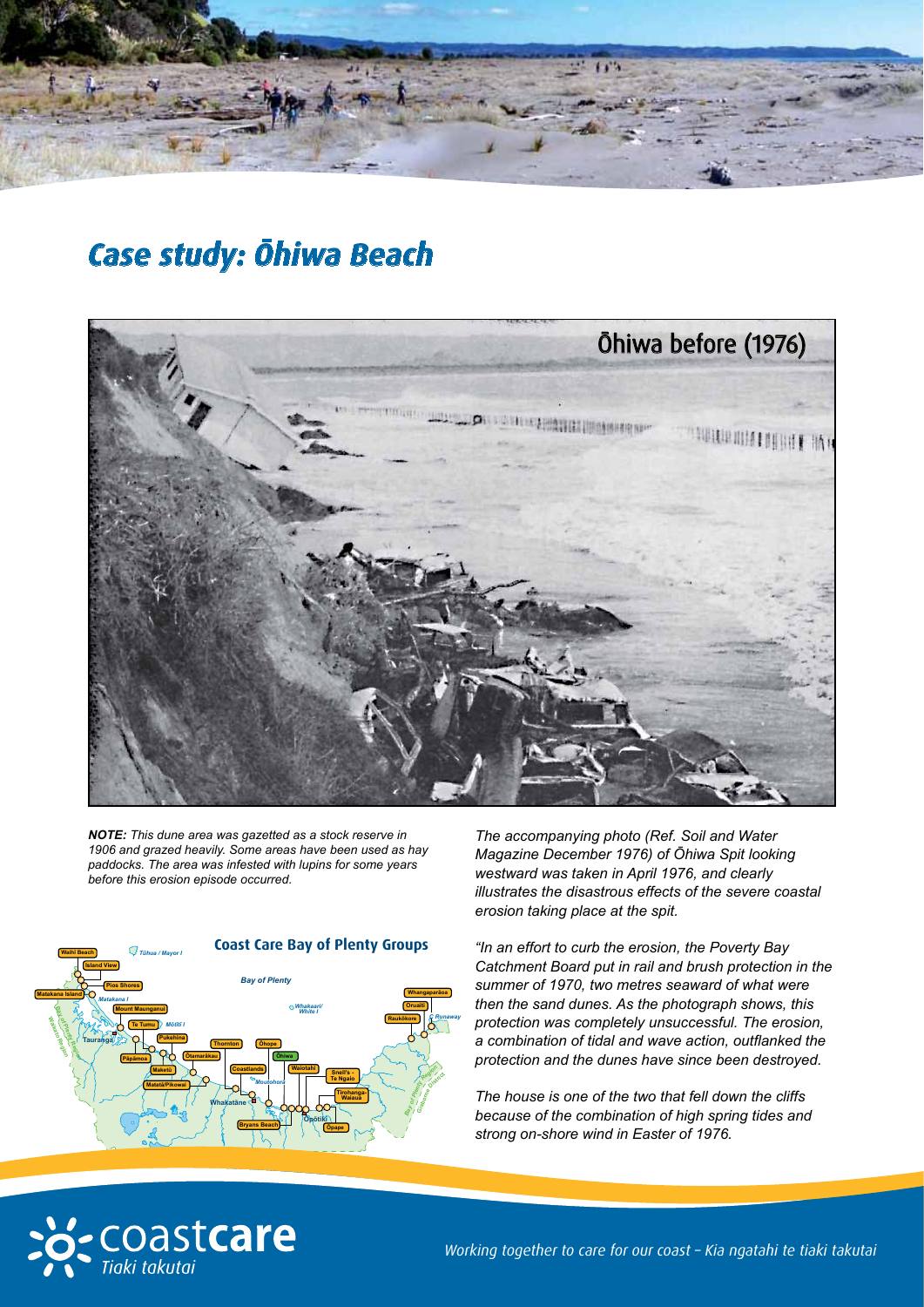# Case study: Ōhiwa Beach

Ōhiwa before (1976)

***NOTE:*** *This dune area was gazetted as a stock reserve in 1906 and grazed heavily. Some areas have been used as hay paddocks. The area was infested with lupins for some years before this erosion episode occurred.*

*The accompanying photo (Ref. Soil and Water Magazine December 1976) of Ōhiwa Spit looking westward was taken in April 1976, and clearly illustrates the disastrous effects of the severe coastal erosion taking place at the spit.*

*"In an effort to curb the erosion, the Poverty Bay Catchment Board put in rail and brush protection in the summer of 1970, two metres seaward of what were then the sand dunes. As the photograph shows, this protection was completely unsuccessful. The erosion, a combination of tidal and wave action, outflanked the protection and the dunes have since been destroyed.*

*The house is one of the two that fell down the cliffs because of the combination of high spring tides and strong on-shore wind in Easter of 1976.*

**Coast Care Bay of Plenty Groups**

Working together to care for our coast – Kia ngatahi te tiaki takutai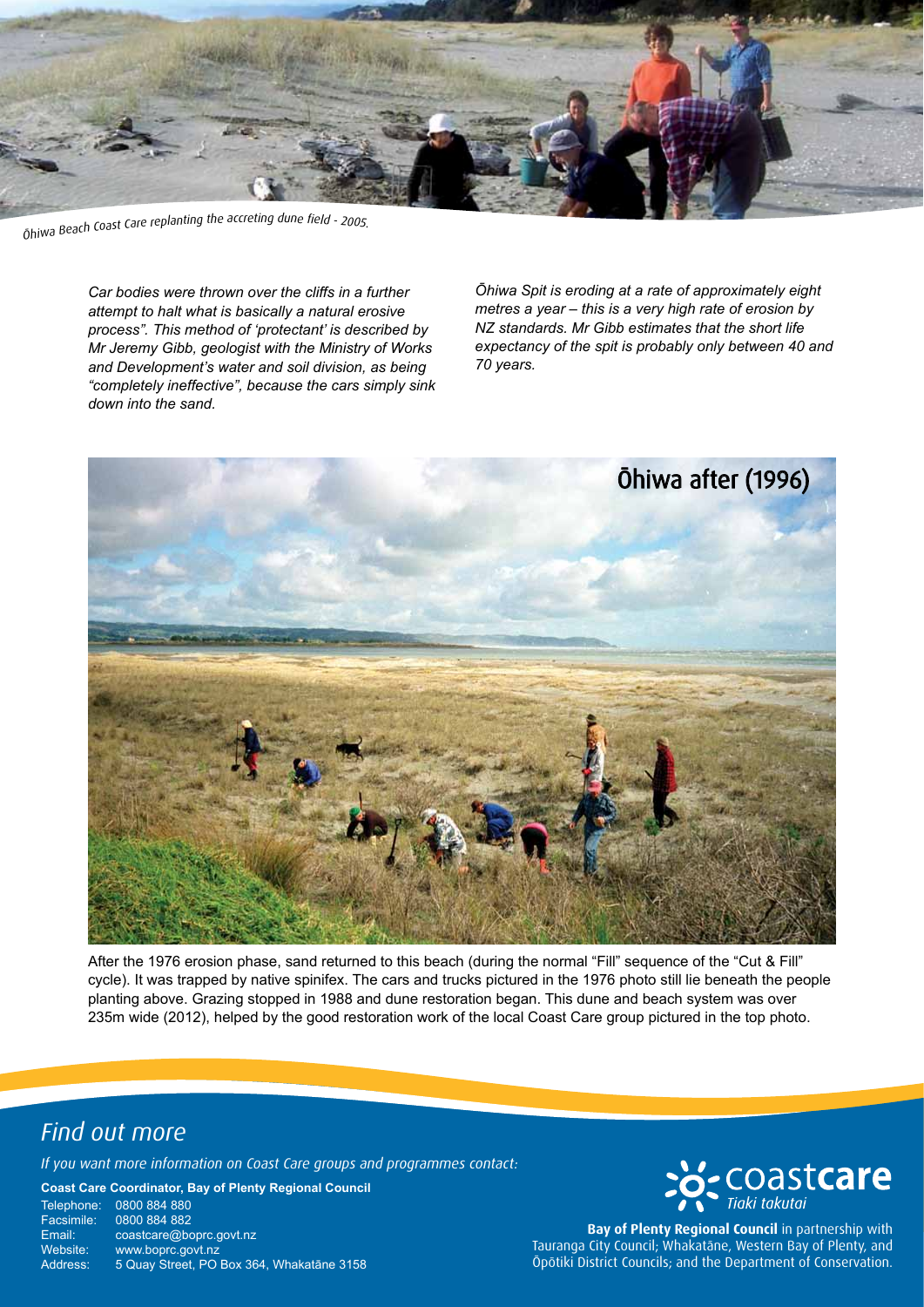*Ōhiwa Beach Coast Care replanting the accreting dune field - 2005.*

*Car bodies were thrown over the cliffs in a further attempt to halt what is basically a natural erosive process". This method of 'protectant' is described by Mr Jeremy Gibb, geologist with the Ministry of Works and Development's water and soil division, as being "completely ineffective", because the cars simply sink down into the sand.*

*Ōhiwa Spit is eroding at a rate of approximately eight metres a year – this is a very high rate of erosion by NZ standards. Mr Gibb estimates that the short life expectancy of the spit is probably only between 40 and 70 years.*

Ōhiwa after (1996)

After the 1976 erosion phase, sand returned to this beach (during the normal "Fill" sequence of the "Cut & Fill" cycle). It was trapped by native spinifex. The cars and trucks pictured in the 1976 photo still lie beneath the people planting above. Grazing stopped in 1988 and dune restoration began. This dune and beach system was over 235m wide (2012), helped by the good restoration work of the local Coast Care group pictured in the top photo.

## Find out more

*If you want more information on Coast Care groups and programmes contact:*

**Coast Care Coordinator, Bay of Plenty Regional Council**

Telephone: 0800 884 880
Facsimile: 0800 884 882
Email: coastcare@boprc.govt.nz
Website: www.boprc.govt.nz
Address: 5 Quay Street, PO Box 364, Whakatāne 3158

coast**care** *Tiaki takutai*

**Bay of Plenty Regional Council** in partnership with Tauranga City Council; Whakatāne, Western Bay of Plenty, and Ōpōtiki District Councils; and the Department of Conservation.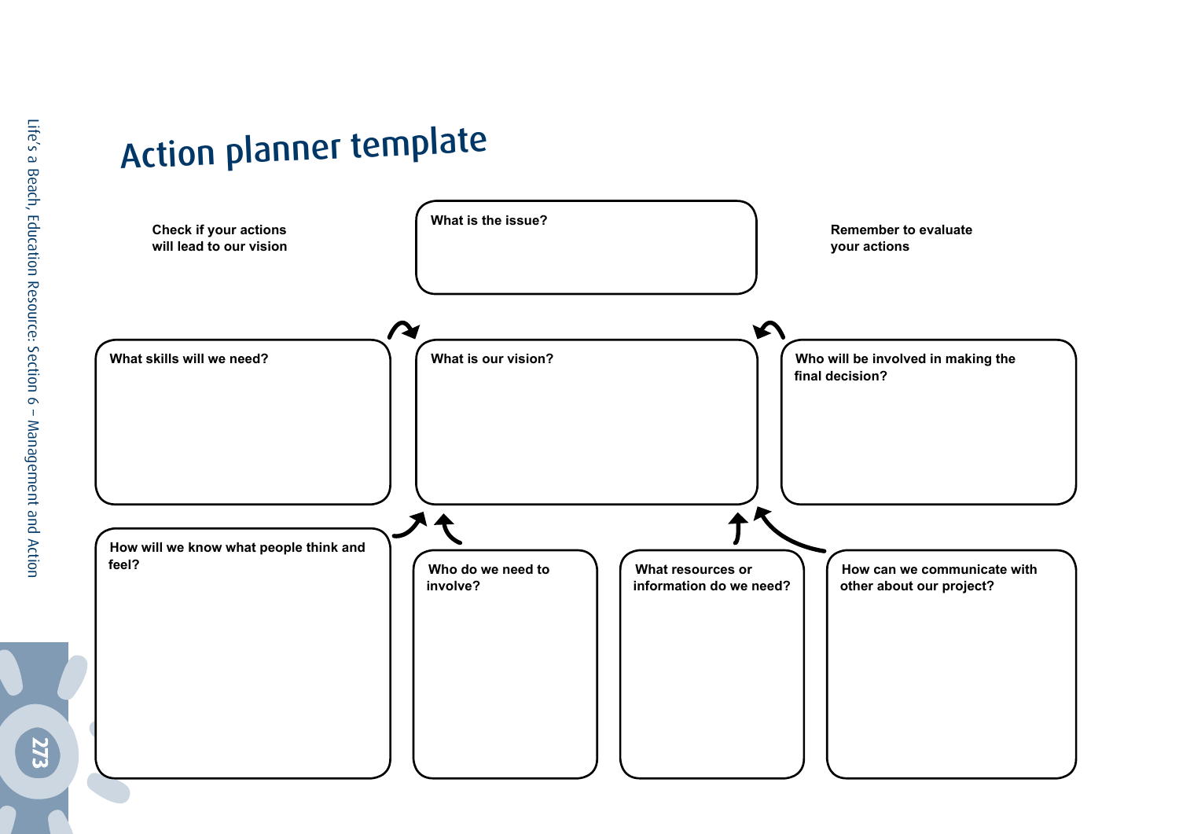# Action planner template

Check if your actions will lead to our vision

**What is the issue?**

Remember to evaluate your actions

**What skills will we need?**

**What is our vision?**

**Who will be involved in making the final decision?**

**How will we know what people think and feel?**

**Who do we need to involve?**

**What resources or information do we need?**

**How can we communicate with other about our project?**